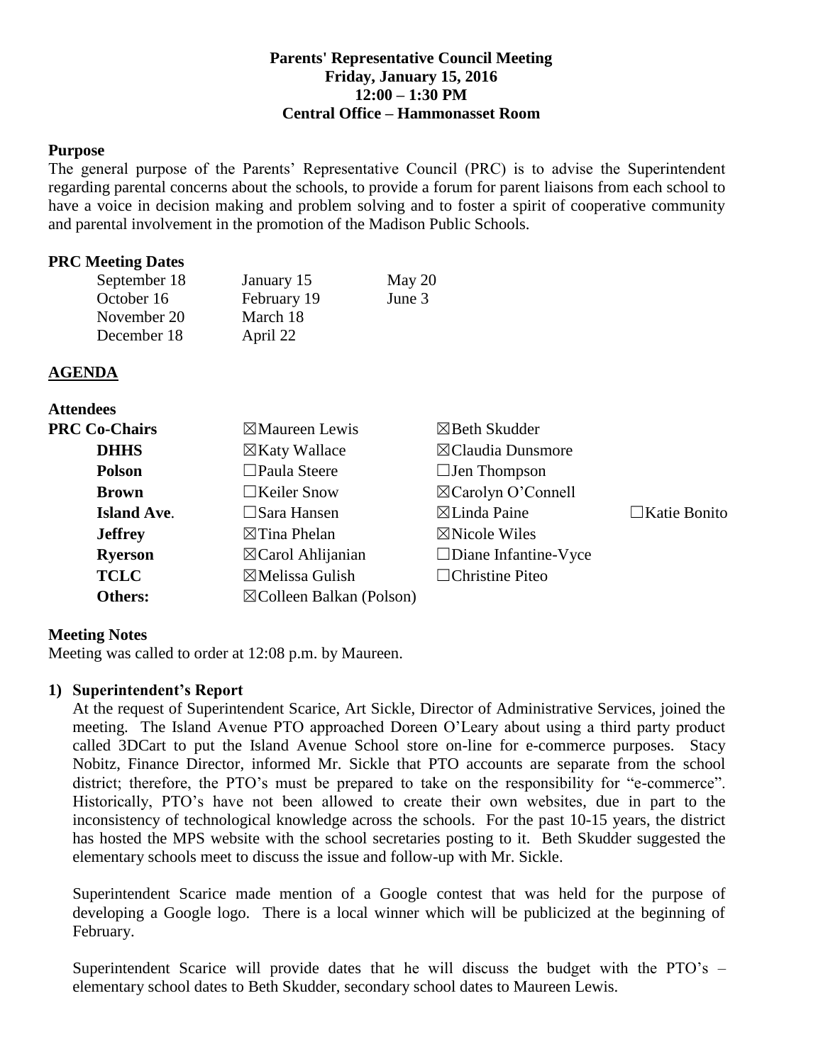**Parents' Representative Council Meeting**
**Friday, January 15, 2016**
**12:00 – 1:30 PM**
**Central Office – Hammonasset Room**

**Purpose**

The general purpose of the Parents' Representative Council (PRC) is to advise the Superintendent regarding parental concerns about the schools, to provide a forum for parent liaisons from each school to have a voice in decision making and problem solving and to foster a spirit of cooperative community and parental involvement in the promotion of the Madison Public Schools.

**PRC Meeting Dates**

| | | |
|---|---|---|
| September 18 | January 15 | May 20 |
| October 16 | February 19 | June 3 |
| November 20 | March 18 | |
| December 18 | April 22 | |

**AGENDA**

**Attendees**

| | | | |
|---|---|---|---|
| **PRC Co-Chairs** | ☒Maureen Lewis | ☒Beth Skudder | |
| **DHHS** | ☒Katy Wallace | ☒Claudia Dunsmore | |
| **Polson** | ☐Paula Steere | ☐Jen Thompson | |
| **Brown** | ☐Keiler Snow | ☒Carolyn O'Connell | |
| **Island Ave.** | ☐Sara Hansen | ☒Linda Paine | ☐Katie Bonito |
| **Jeffrey** | ☒Tina Phelan | ☒Nicole Wiles | |
| **Ryerson** | ☒Carol Ahlijanian | ☐Diane Infantine-Vyce | |
| **TCLC** | ☒Melissa Gulish | ☐Christine Piteo | |
| **Others:** | ☒Colleen Balkan (Polson) | | |

**Meeting Notes**

Meeting was called to order at 12:08 p.m. by Maureen.

**1) Superintendent's Report**

At the request of Superintendent Scarice, Art Sickle, Director of Administrative Services, joined the meeting. The Island Avenue PTO approached Doreen O'Leary about using a third party product called 3DCart to put the Island Avenue School store on-line for e-commerce purposes. Stacy Nobitz, Finance Director, informed Mr. Sickle that PTO accounts are separate from the school district; therefore, the PTO's must be prepared to take on the responsibility for "e-commerce". Historically, PTO's have not been allowed to create their own websites, due in part to the inconsistency of technological knowledge across the schools. For the past 10-15 years, the district has hosted the MPS website with the school secretaries posting to it. Beth Skudder suggested the elementary schools meet to discuss the issue and follow-up with Mr. Sickle.

Superintendent Scarice made mention of a Google contest that was held for the purpose of developing a Google logo. There is a local winner which will be publicized at the beginning of February.

Superintendent Scarice will provide dates that he will discuss the budget with the PTO's – elementary school dates to Beth Skudder, secondary school dates to Maureen Lewis.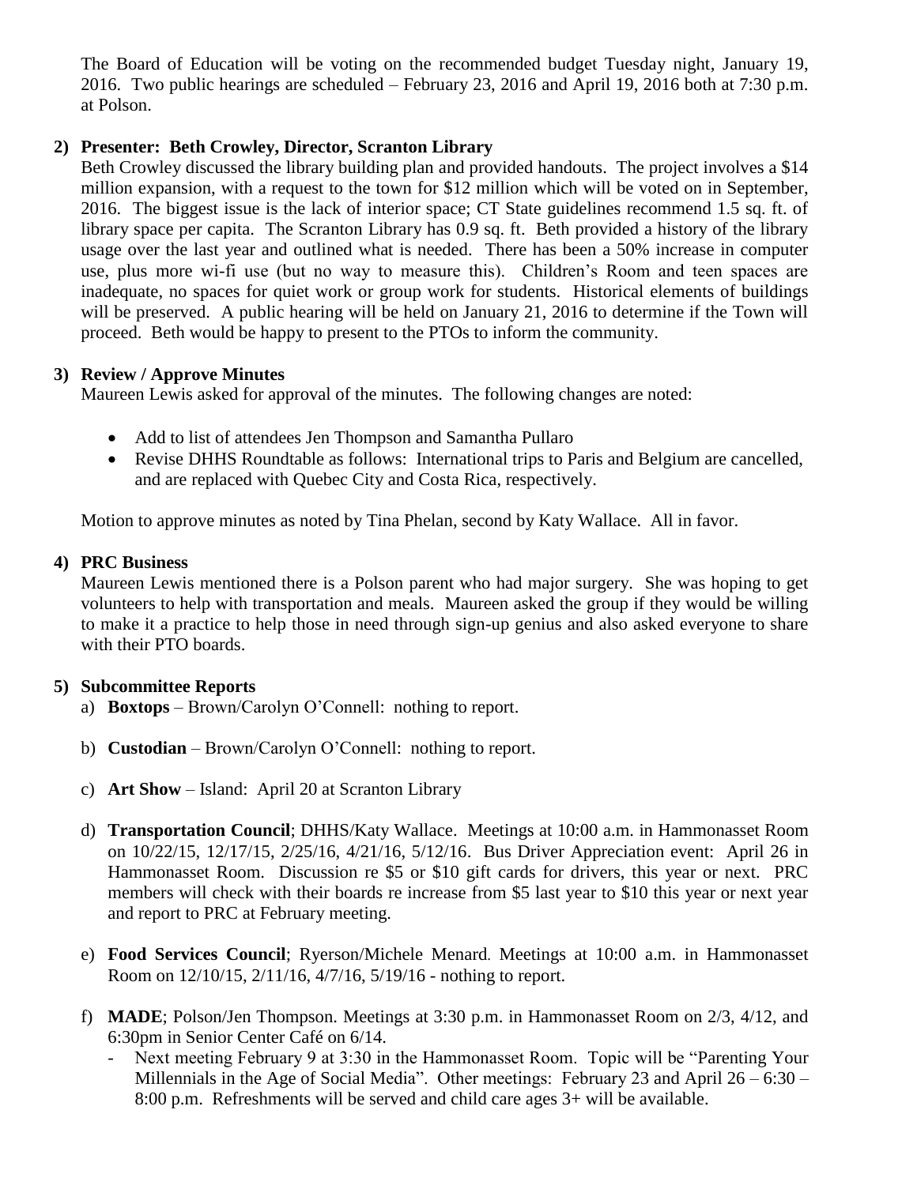The Board of Education will be voting on the recommended budget Tuesday night, January 19, 2016. Two public hearings are scheduled – February 23, 2016 and April 19, 2016 both at 7:30 p.m. at Polson.

**2) Presenter: Beth Crowley, Director, Scranton Library**

Beth Crowley discussed the library building plan and provided handouts. The project involves a $14 million expansion, with a request to the town for $12 million which will be voted on in September, 2016. The biggest issue is the lack of interior space; CT State guidelines recommend 1.5 sq. ft. of library space per capita. The Scranton Library has 0.9 sq. ft. Beth provided a history of the library usage over the last year and outlined what is needed. There has been a 50% increase in computer use, plus more wi-fi use (but no way to measure this). Children's Room and teen spaces are inadequate, no spaces for quiet work or group work for students. Historical elements of buildings will be preserved. A public hearing will be held on January 21, 2016 to determine if the Town will proceed. Beth would be happy to present to the PTOs to inform the community.

**3) Review / Approve Minutes**

Maureen Lewis asked for approval of the minutes. The following changes are noted:

- Add to list of attendees Jen Thompson and Samantha Pullaro
- Revise DHHS Roundtable as follows: International trips to Paris and Belgium are cancelled, and are replaced with Quebec City and Costa Rica, respectively.

Motion to approve minutes as noted by Tina Phelan, second by Katy Wallace. All in favor.

**4) PRC Business**

Maureen Lewis mentioned there is a Polson parent who had major surgery. She was hoping to get volunteers to help with transportation and meals. Maureen asked the group if they would be willing to make it a practice to help those in need through sign-up genius and also asked everyone to share with their PTO boards.

**5) Subcommittee Reports**

a) **Boxtops** – Brown/Carolyn O'Connell: nothing to report.

b) **Custodian** – Brown/Carolyn O'Connell: nothing to report.

c) **Art Show** – Island: April 20 at Scranton Library

d) **Transportation Council**; DHHS/Katy Wallace. Meetings at 10:00 a.m. in Hammonasset Room on 10/22/15, 12/17/15, 2/25/16, 4/21/16, 5/12/16. Bus Driver Appreciation event: April 26 in Hammonasset Room. Discussion re $5 or $10 gift cards for drivers, this year or next. PRC members will check with their boards re increase from $5 last year to $10 this year or next year and report to PRC at February meeting.

e) **Food Services Council**; Ryerson/Michele Menard. Meetings at 10:00 a.m. in Hammonasset Room on 12/10/15, 2/11/16, 4/7/16, 5/19/16 - nothing to report.

f) **MADE**; Polson/Jen Thompson. Meetings at 3:30 p.m. in Hammonasset Room on 2/3, 4/12, and 6:30pm in Senior Center Café on 6/14.

- Next meeting February 9 at 3:30 in the Hammonasset Room. Topic will be "Parenting Your Millennials in the Age of Social Media". Other meetings: February 23 and April 26 – 6:30 – 8:00 p.m. Refreshments will be served and child care ages 3+ will be available.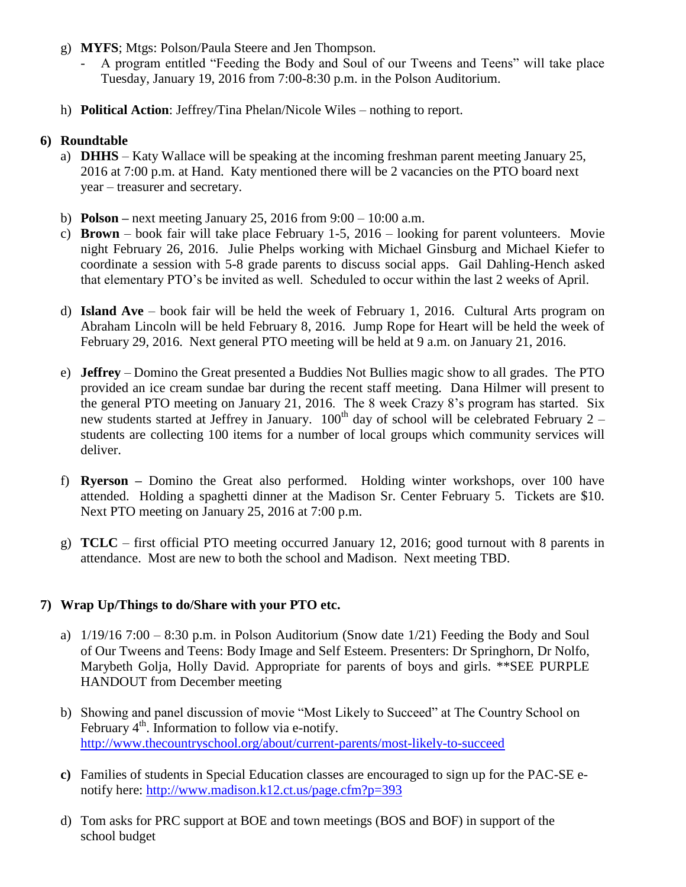g) **MYFS**; Mtgs: Polson/Paula Steere and Jen Thompson.
   - A program entitled "Feeding the Body and Soul of our Tweens and Teens" will take place Tuesday, January 19, 2016 from 7:00-8:30 p.m. in the Polson Auditorium.

h) **Political Action**: Jeffrey/Tina Phelan/Nicole Wiles – nothing to report.

**6) Roundtable**

a) **DHHS** – Katy Wallace will be speaking at the incoming freshman parent meeting January 25, 2016 at 7:00 p.m. at Hand. Katy mentioned there will be 2 vacancies on the PTO board next year – treasurer and secretary.

b) **Polson –** next meeting January 25, 2016 from 9:00 – 10:00 a.m.

c) **Brown** – book fair will take place February 1-5, 2016 – looking for parent volunteers. Movie night February 26, 2016. Julie Phelps working with Michael Ginsburg and Michael Kiefer to coordinate a session with 5-8 grade parents to discuss social apps. Gail Dahling-Hench asked that elementary PTO's be invited as well. Scheduled to occur within the last 2 weeks of April.

d) **Island Ave** – book fair will be held the week of February 1, 2016. Cultural Arts program on Abraham Lincoln will be held February 8, 2016. Jump Rope for Heart will be held the week of February 29, 2016. Next general PTO meeting will be held at 9 a.m. on January 21, 2016.

e) **Jeffrey** – Domino the Great presented a Buddies Not Bullies magic show to all grades. The PTO provided an ice cream sundae bar during the recent staff meeting. Dana Hilmer will present to the general PTO meeting on January 21, 2016. The 8 week Crazy 8's program has started. Six new students started at Jeffrey in January. 100th day of school will be celebrated February 2 – students are collecting 100 items for a number of local groups which community services will deliver.

f) **Ryerson –** Domino the Great also performed. Holding winter workshops, over 100 have attended. Holding a spaghetti dinner at the Madison Sr. Center February 5. Tickets are $10. Next PTO meeting on January 25, 2016 at 7:00 p.m.

g) **TCLC** – first official PTO meeting occurred January 12, 2016; good turnout with 8 parents in attendance. Most are new to both the school and Madison. Next meeting TBD.

**7) Wrap Up/Things to do/Share with your PTO etc.**

a) 1/19/16 7:00 – 8:30 p.m. in Polson Auditorium (Snow date 1/21) Feeding the Body and Soul of Our Tweens and Teens: Body Image and Self Esteem. Presenters: Dr Springhorn, Dr Nolfo, Marybeth Golja, Holly David. Appropriate for parents of boys and girls. **SEE PURPLE HANDOUT from December meeting

b) Showing and panel discussion of movie "Most Likely to Succeed" at The Country School on February 4th. Information to follow via e-notify. http://www.thecountryschool.org/about/current-parents/most-likely-to-succeed

**c)** Families of students in Special Education classes are encouraged to sign up for the PAC-SE e-notify here: http://www.madison.k12.ct.us/page.cfm?p=393

d) Tom asks for PRC support at BOE and town meetings (BOS and BOF) in support of the school budget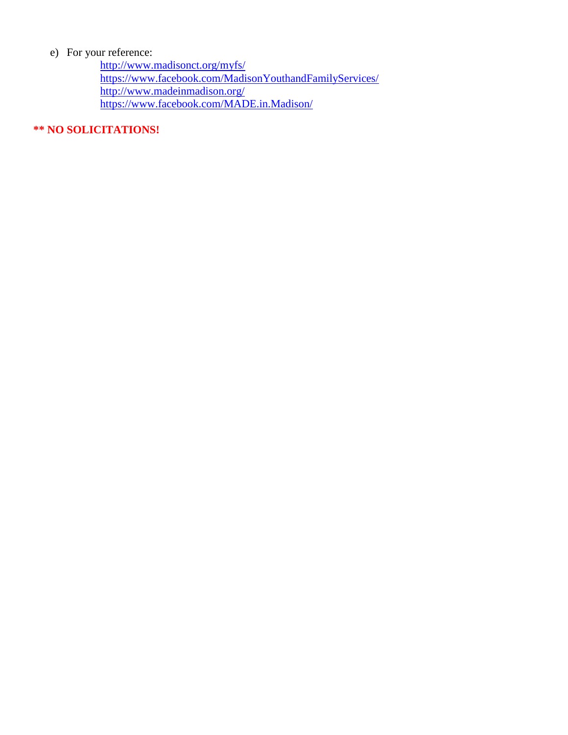e) For your reference:
   - http://www.madisonct.org/myfs/
   - https://www.facebook.com/MadisonYouthandFamilyServices/
   - http://www.madeinmadison.org/
   - https://www.facebook.com/MADE.in.Madison/

**** NO SOLICITATIONS!**